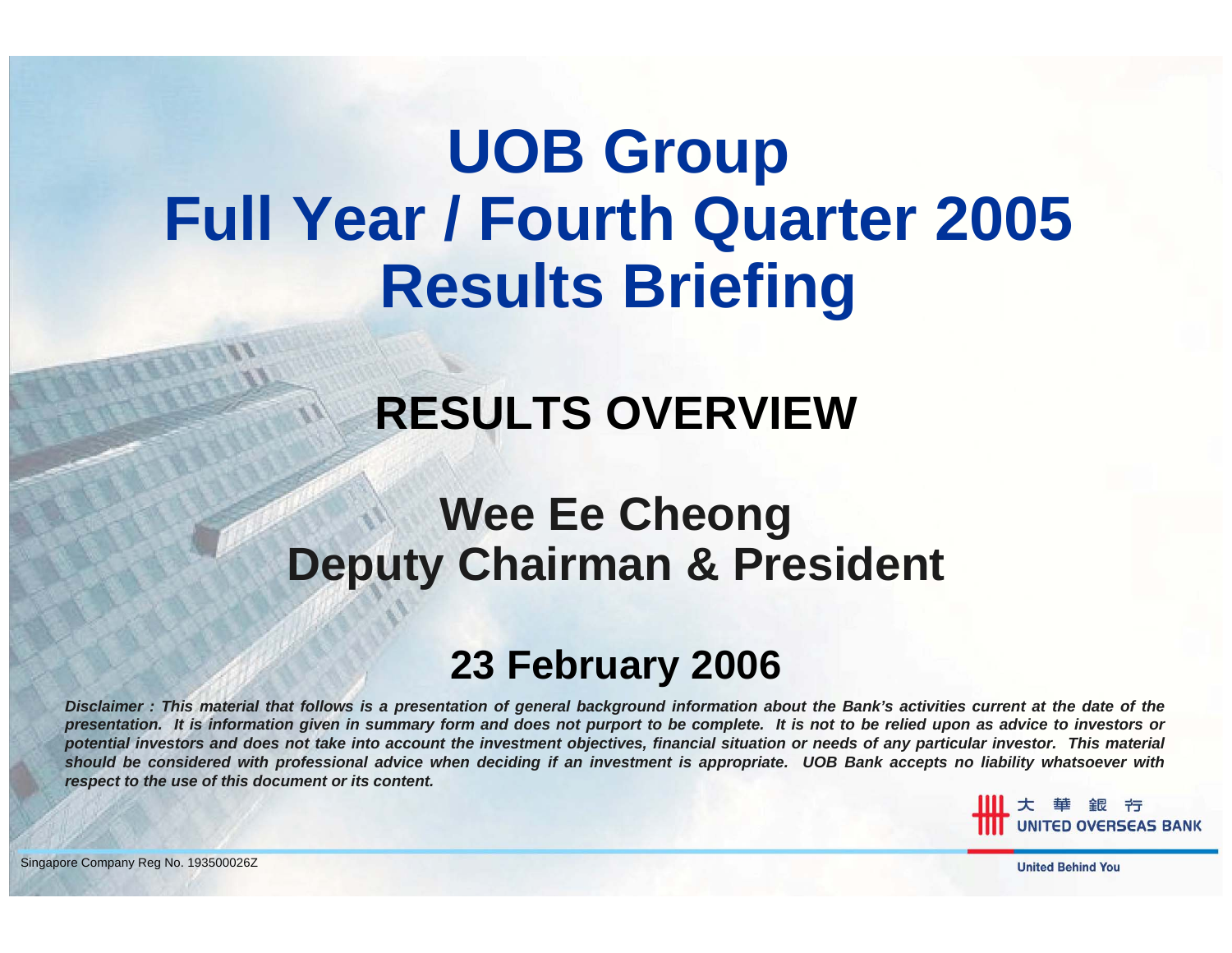# UOB Group Full Year / Fourth Quarter 2005 Results Briefing

## RESULTS OVERVIEW

## Wee Ee Cheong
## Deputy Chairman & President

## 23 February 2006

***Disclaimer : This material that follows is a presentation of general background information about the Bank's activities current at the date of the presentation. It is information given in summary form and does not purport to be complete. It is not to be relied upon as advice to investors or potential investors and does not take into account the investment objectives, financial situation or needs of any particular investor. This material should be considered with professional advice when deciding if an investment is appropriate. UOB Bank accepts no liability whatsoever with respect to the use of this document or its content.***

大華銀行
UNITED OVERSEAS BANK

Singapore Company Reg No. 193500026Z

United Behind You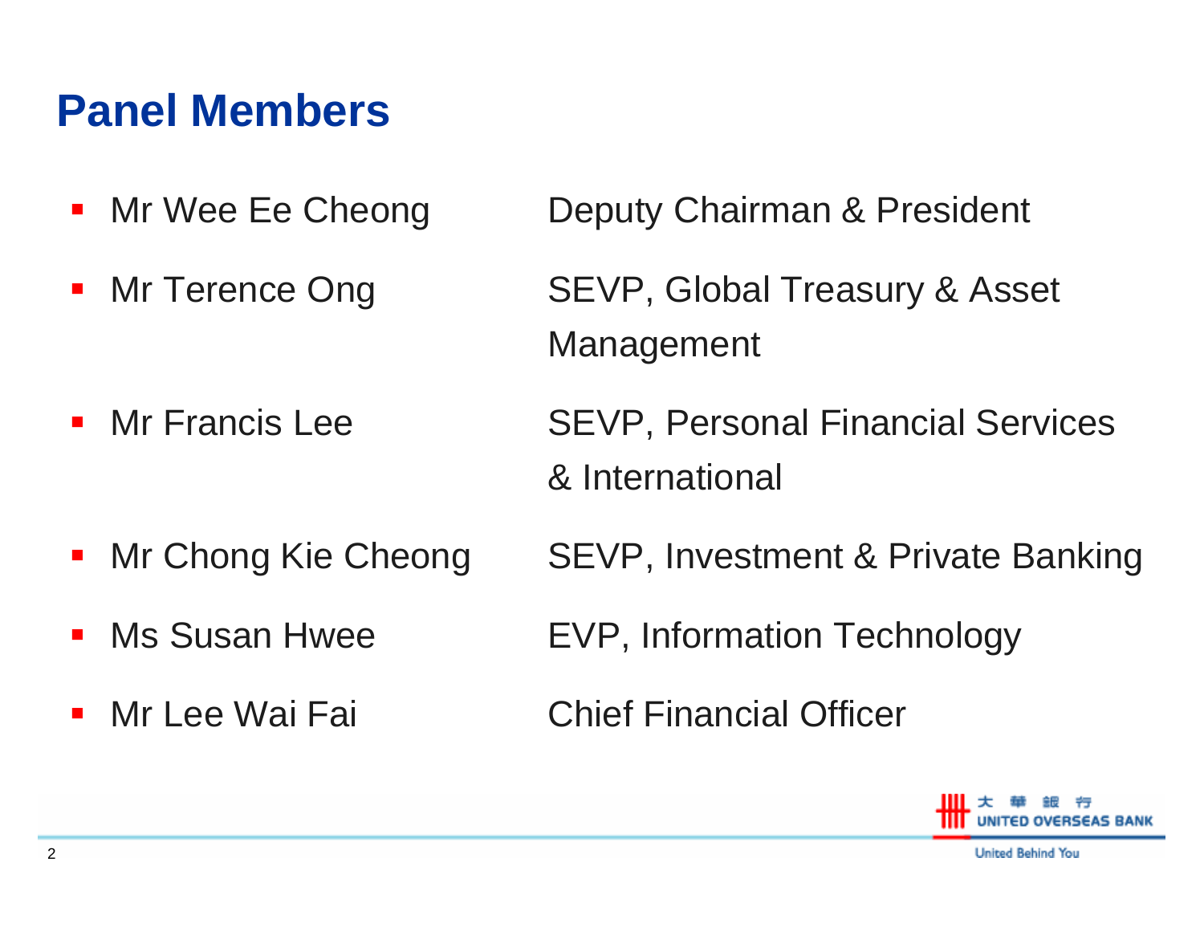# Panel Members

- Mr Wee Ee Cheong — Deputy Chairman & President
- Mr Terence Ong — SEVP, Global Treasury & Asset Management
- Mr Francis Lee — SEVP, Personal Financial Services & International
- Mr Chong Kie Cheong — SEVP, Investment & Private Banking
- Ms Susan Hwee — EVP, Information Technology
- Mr Lee Wai Fai — Chief Financial Officer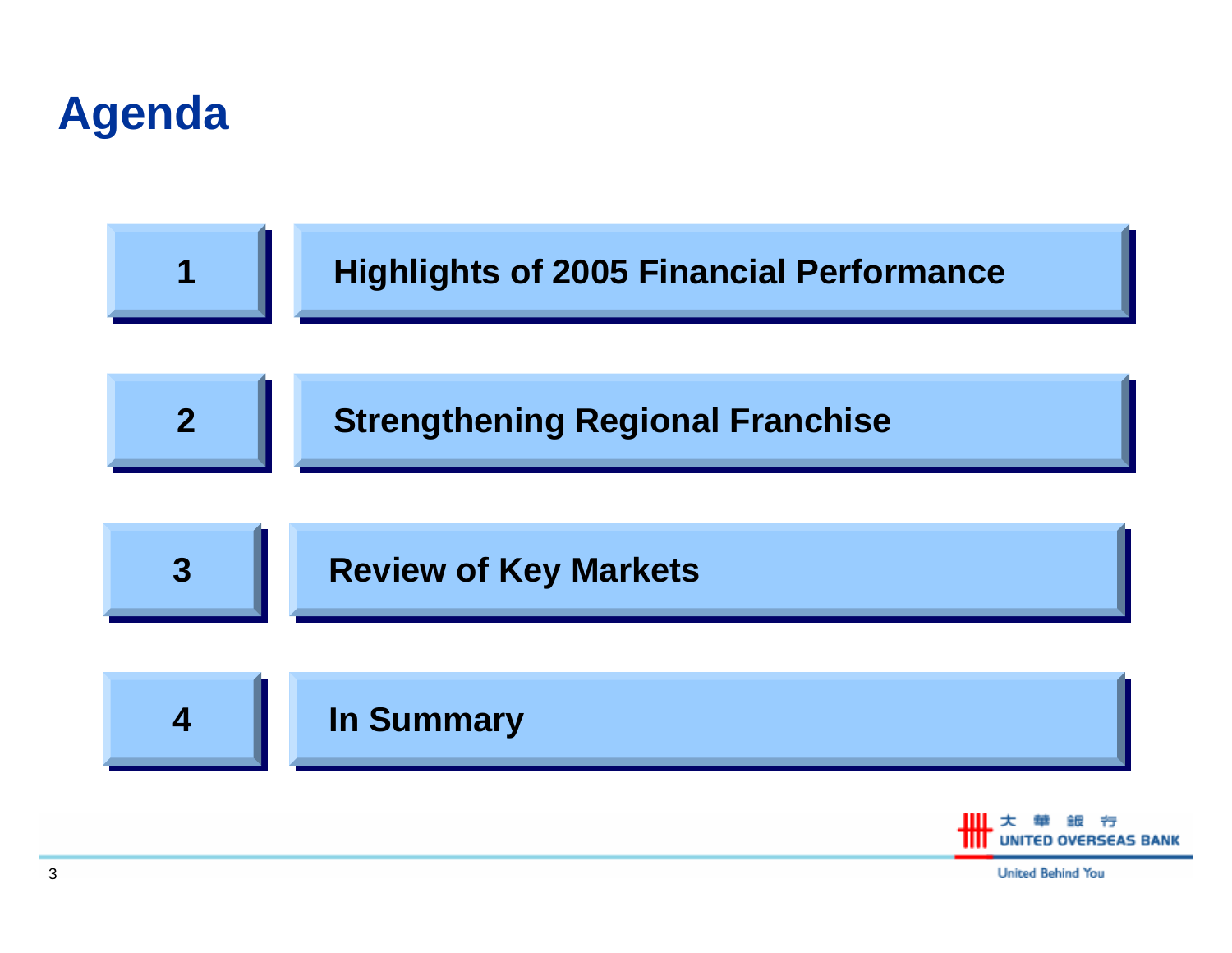# Agenda

1. Highlights of 2005 Financial Performance
2. Strengthening Regional Franchise
3. Review of Key Markets
4. In Summary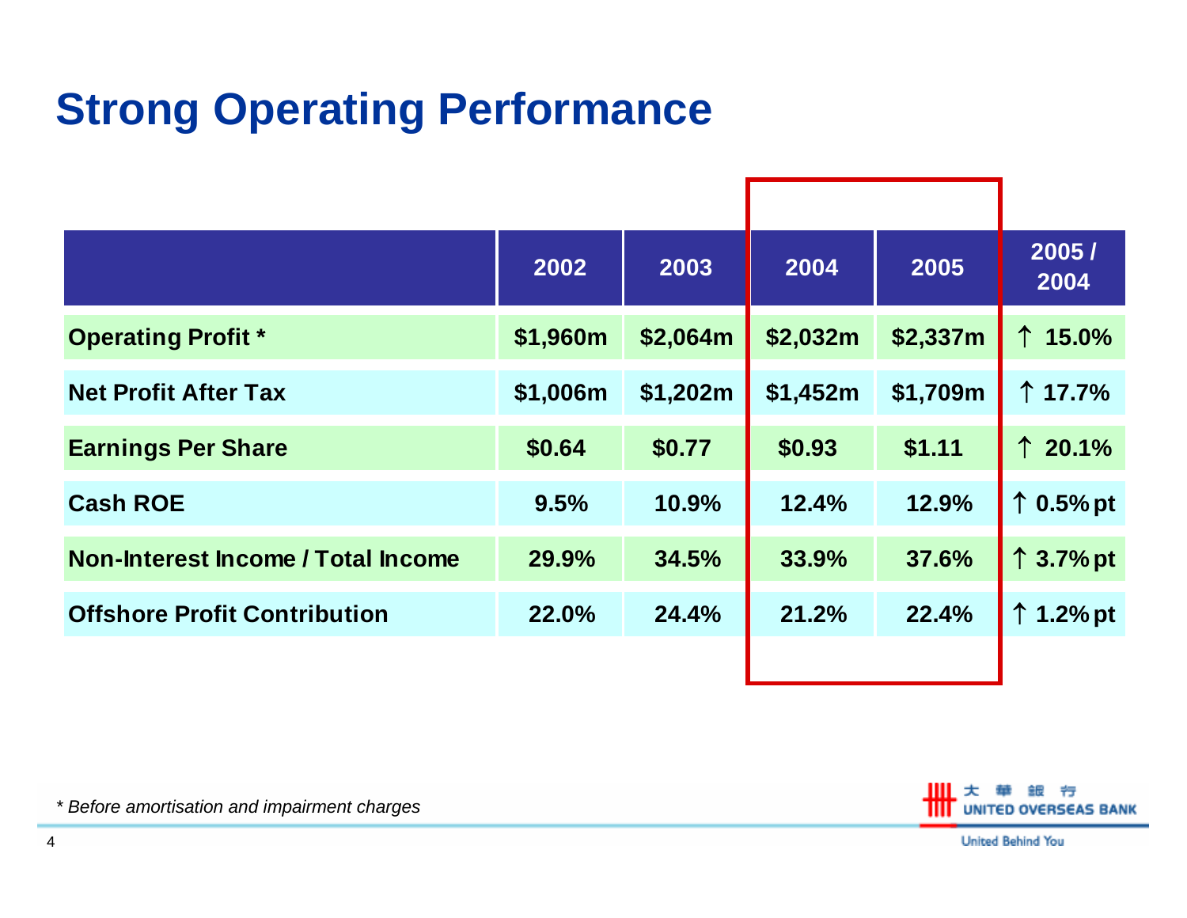# Strong Operating Performance

| | 2002 | 2003 | 2004 | 2005 | 2005 / 2004 |
|---|---|---|---|---|---|
| **Operating Profit *** | $1,960m | $2,064m | $2,032m | $2,337m | ↑ 15.0% |
| **Net Profit After Tax** | $1,006m | $1,202m | $1,452m | $1,709m | ↑ 17.7% |
| **Earnings Per Share** | $0.64 | $0.77 | $0.93 | $1.11 | ↑ 20.1% |
| **Cash ROE** | 9.5% | 10.9% | 12.4% | 12.9% | ↑ 0.5% pt |
| **Non-Interest Income / Total Income** | 29.9% | 34.5% | 33.9% | 37.6% | ↑ 3.7% pt |
| **Offshore Profit Contribution** | 22.0% | 24.4% | 21.2% | 22.4% | ↑ 1.2% pt |

*\* Before amortisation and impairment charges*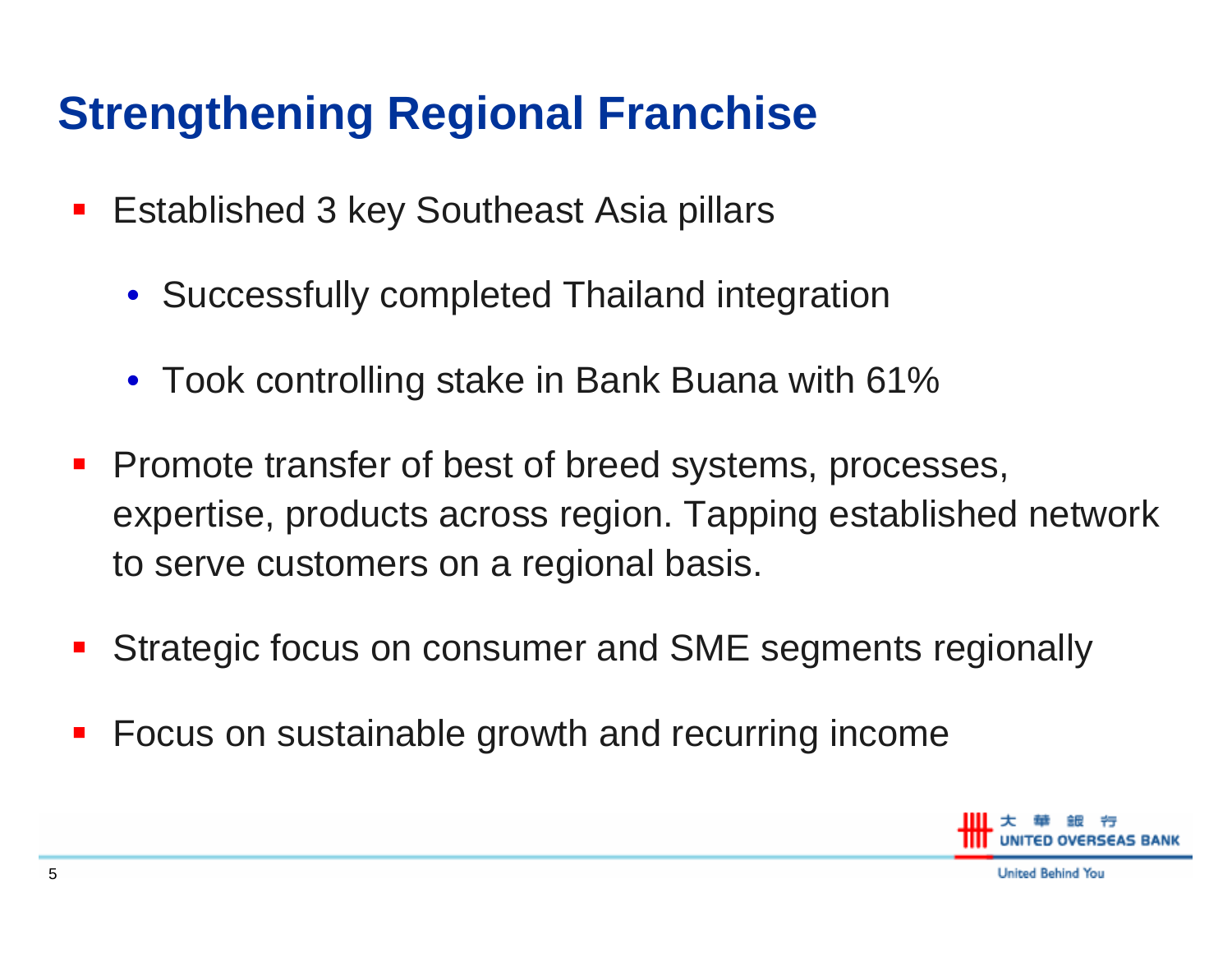# Strengthening Regional Franchise

- Established 3 key Southeast Asia pillars
  - Successfully completed Thailand integration
  - Took controlling stake in Bank Buana with 61%
- Promote transfer of best of breed systems, processes, expertise, products across region. Tapping established network to serve customers on a regional basis.
- Strategic focus on consumer and SME segments regionally
- Focus on sustainable growth and recurring income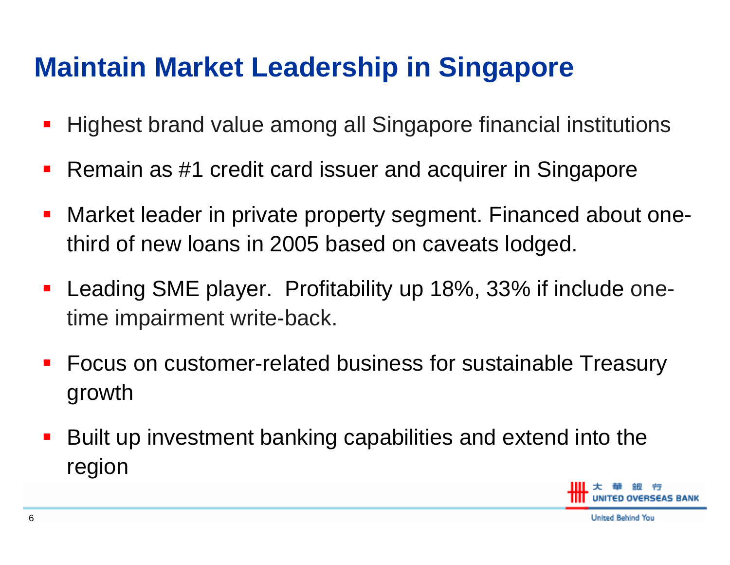# Maintain Market Leadership in Singapore

- Highest brand value among all Singapore financial institutions
- Remain as #1 credit card issuer and acquirer in Singapore
- Market leader in private property segment. Financed about one-third of new loans in 2005 based on caveats lodged.
- Leading SME player. Profitability up 18%, 33% if include one-time impairment write-back.
- Focus on customer-related business for sustainable Treasury growth
- Built up investment banking capabilities and extend into the region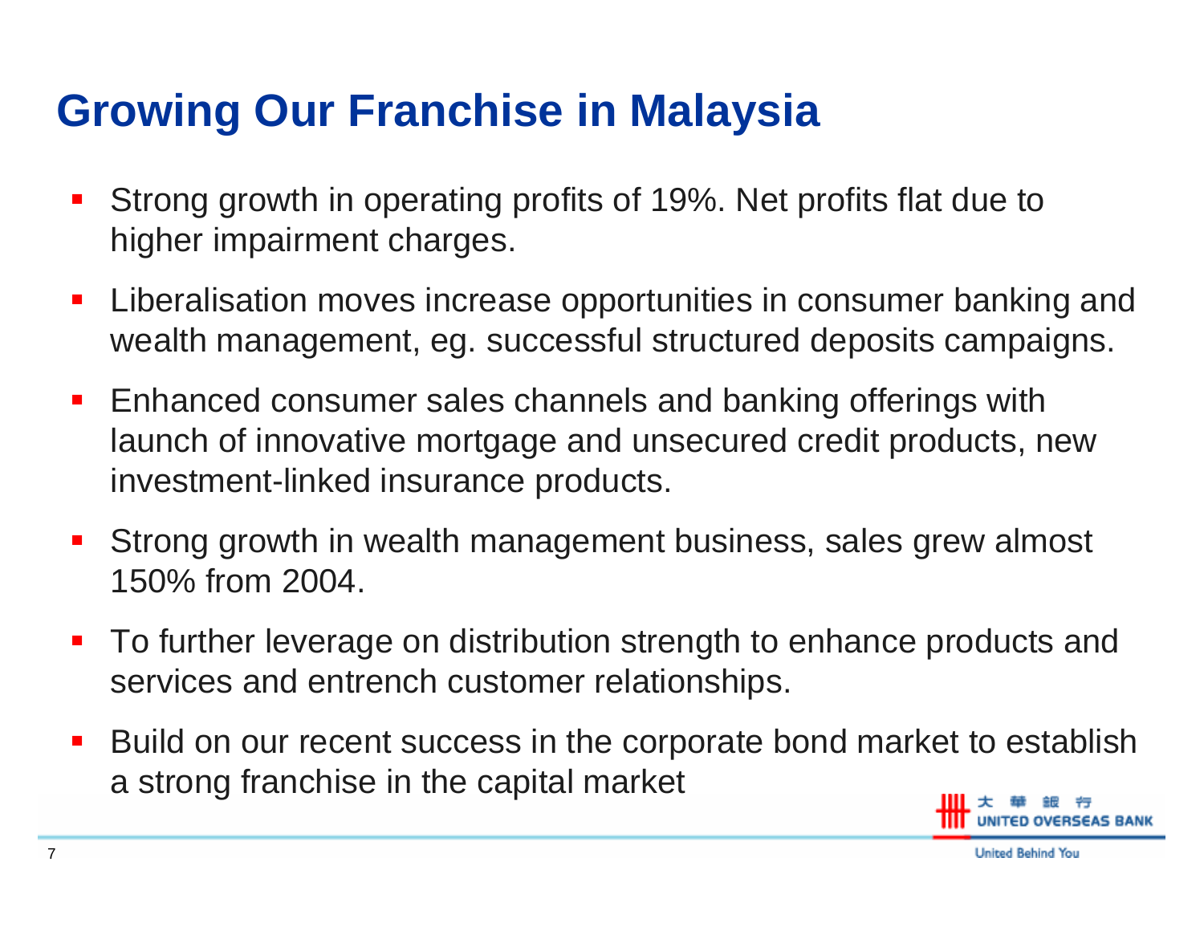# Growing Our Franchise in Malaysia

- Strong growth in operating profits of 19%. Net profits flat due to higher impairment charges.
- Liberalisation moves increase opportunities in consumer banking and wealth management, eg. successful structured deposits campaigns.
- Enhanced consumer sales channels and banking offerings with launch of innovative mortgage and unsecured credit products, new investment-linked insurance products.
- Strong growth in wealth management business, sales grew almost 150% from 2004.
- To further leverage on distribution strength to enhance products and services and entrench customer relationships.
- Build on our recent success in the corporate bond market to establish a strong franchise in the capital market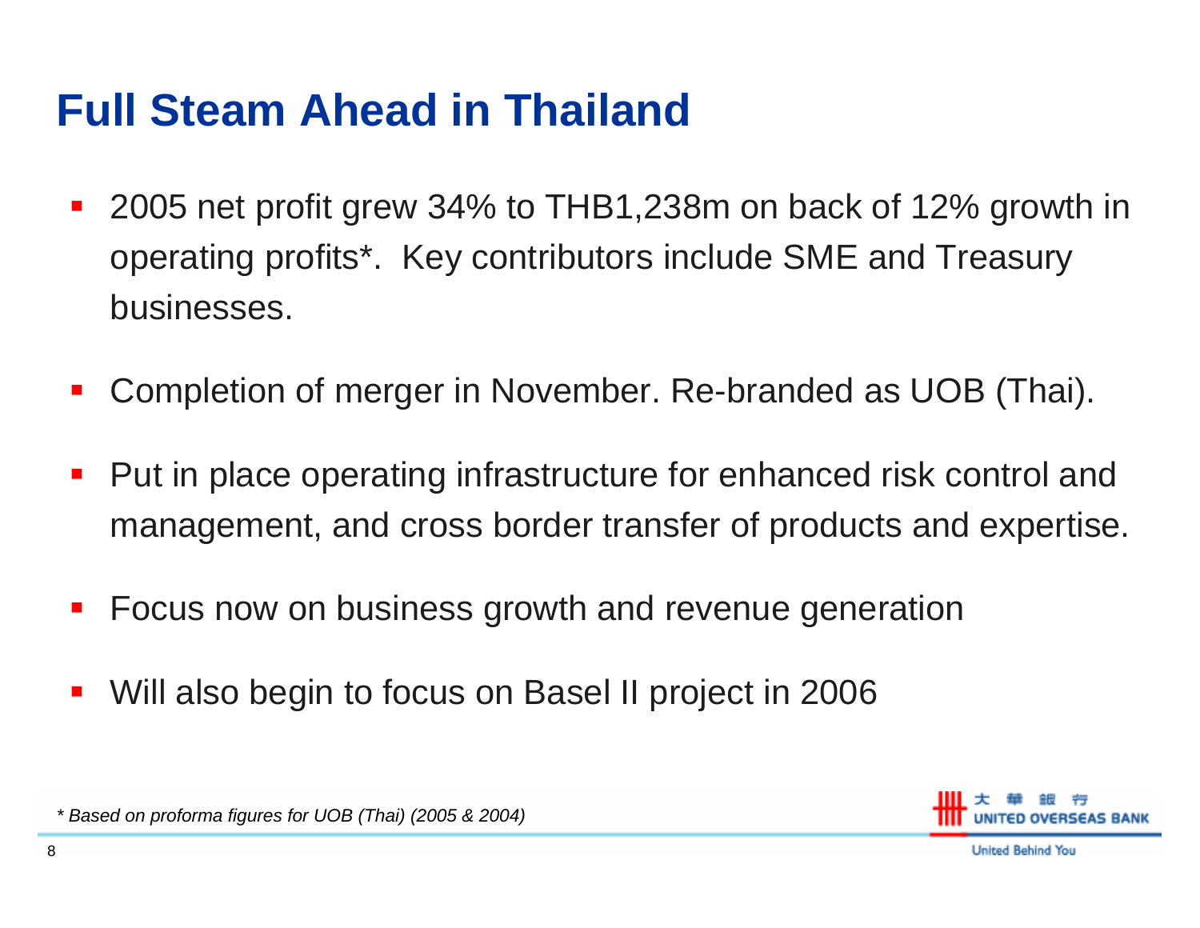# Full Steam Ahead in Thailand

- 2005 net profit grew 34% to THB1,238m on back of 12% growth in operating profits*. Key contributors include SME and Treasury businesses.
- Completion of merger in November. Re-branded as UOB (Thai).
- Put in place operating infrastructure for enhanced risk control and management, and cross border transfer of products and expertise.
- Focus now on business growth and revenue generation
- Will also begin to focus on Basel II project in 2006

*\* Based on proforma figures for UOB (Thai) (2005 & 2004)*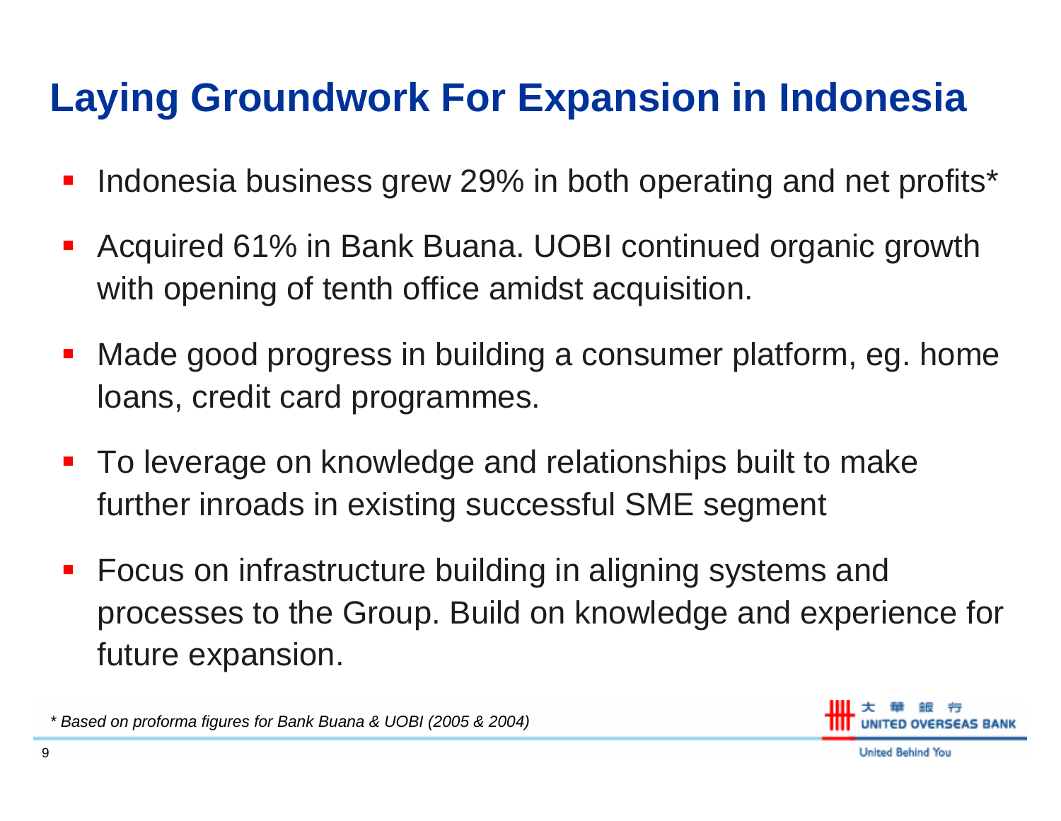# Laying Groundwork For Expansion in Indonesia

- Indonesia business grew 29% in both operating and net profits*
- Acquired 61% in Bank Buana. UOBI continued organic growth with opening of tenth office amidst acquisition.
- Made good progress in building a consumer platform, eg. home loans, credit card programmes.
- To leverage on knowledge and relationships built to make further inroads in existing successful SME segment
- Focus on infrastructure building in aligning systems and processes to the Group. Build on knowledge and experience for future expansion.

*\* Based on proforma figures for Bank Buana & UOBI (2005 & 2004)*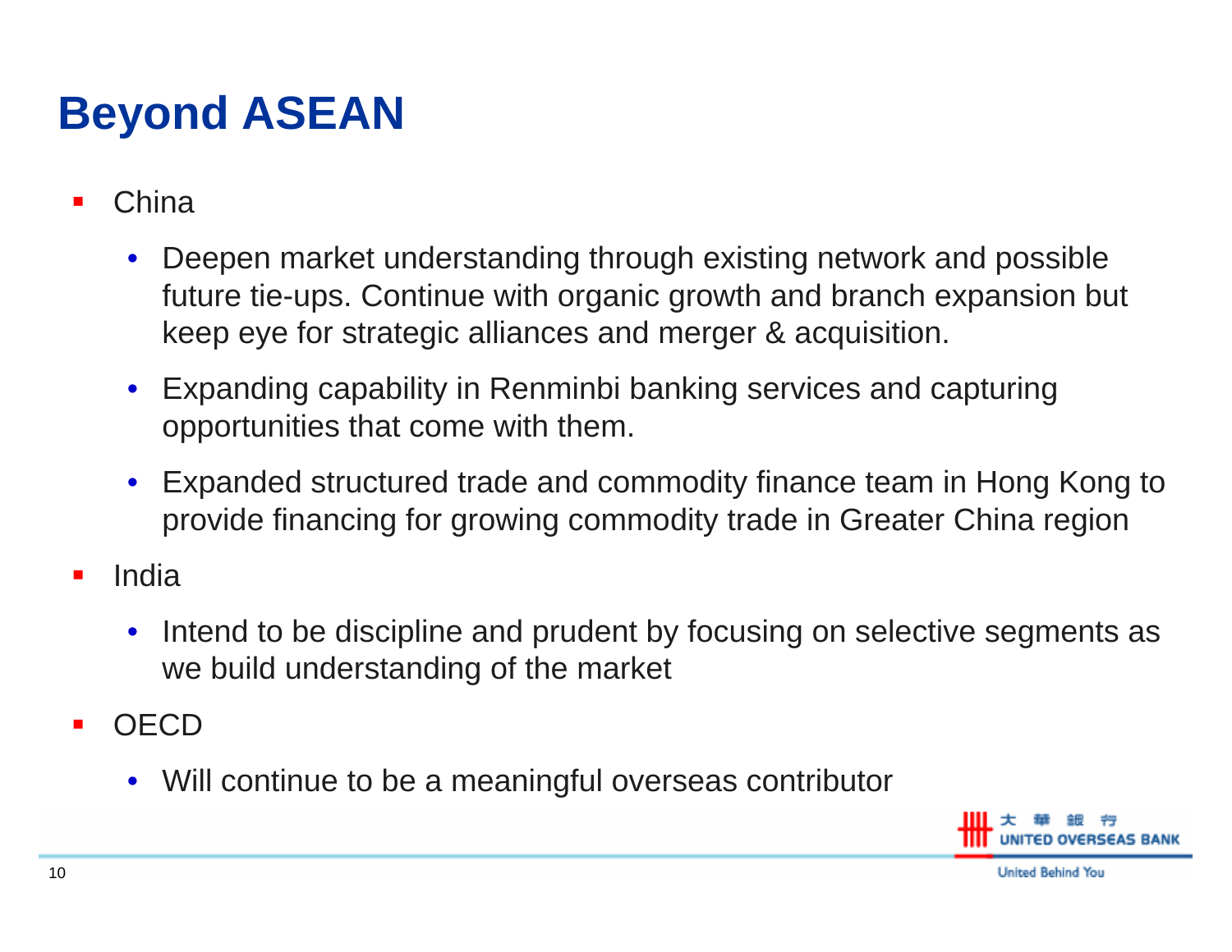# Beyond ASEAN

- China
  - Deepen market understanding through existing network and possible future tie-ups. Continue with organic growth and branch expansion but keep eye for strategic alliances and merger & acquisition.
  - Expanding capability in Renminbi banking services and capturing opportunities that come with them.
  - Expanded structured trade and commodity finance team in Hong Kong to provide financing for growing commodity trade in Greater China region
- India
  - Intend to be discipline and prudent by focusing on selective segments as we build understanding of the market
- OECD
  - Will continue to be a meaningful overseas contributor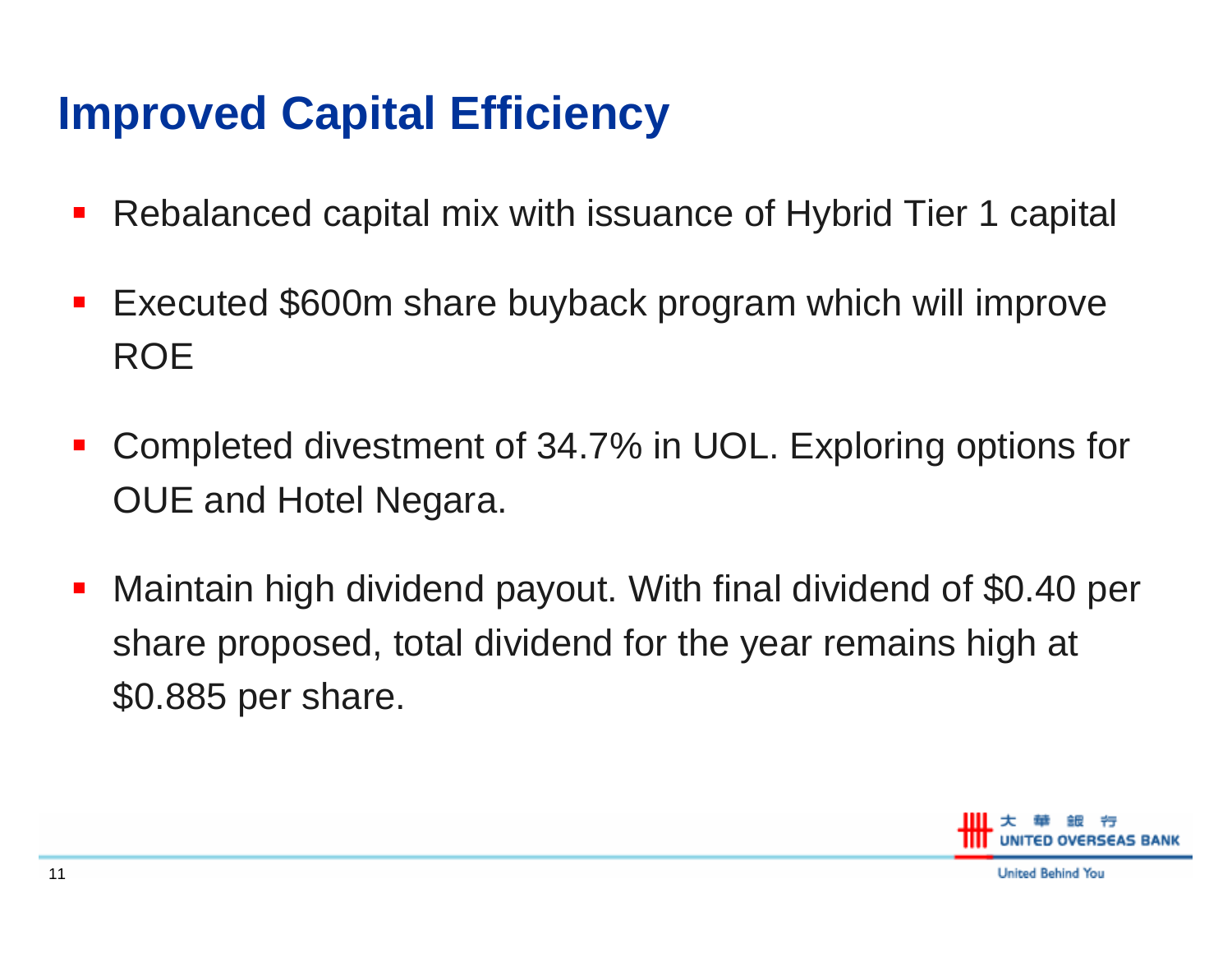# Improved Capital Efficiency

- Rebalanced capital mix with issuance of Hybrid Tier 1 capital
- Executed $600m share buyback program which will improve ROE
- Completed divestment of 34.7% in UOL. Exploring options for OUE and Hotel Negara.
- Maintain high dividend payout. With final dividend of $0.40 per share proposed, total dividend for the year remains high at $0.885 per share.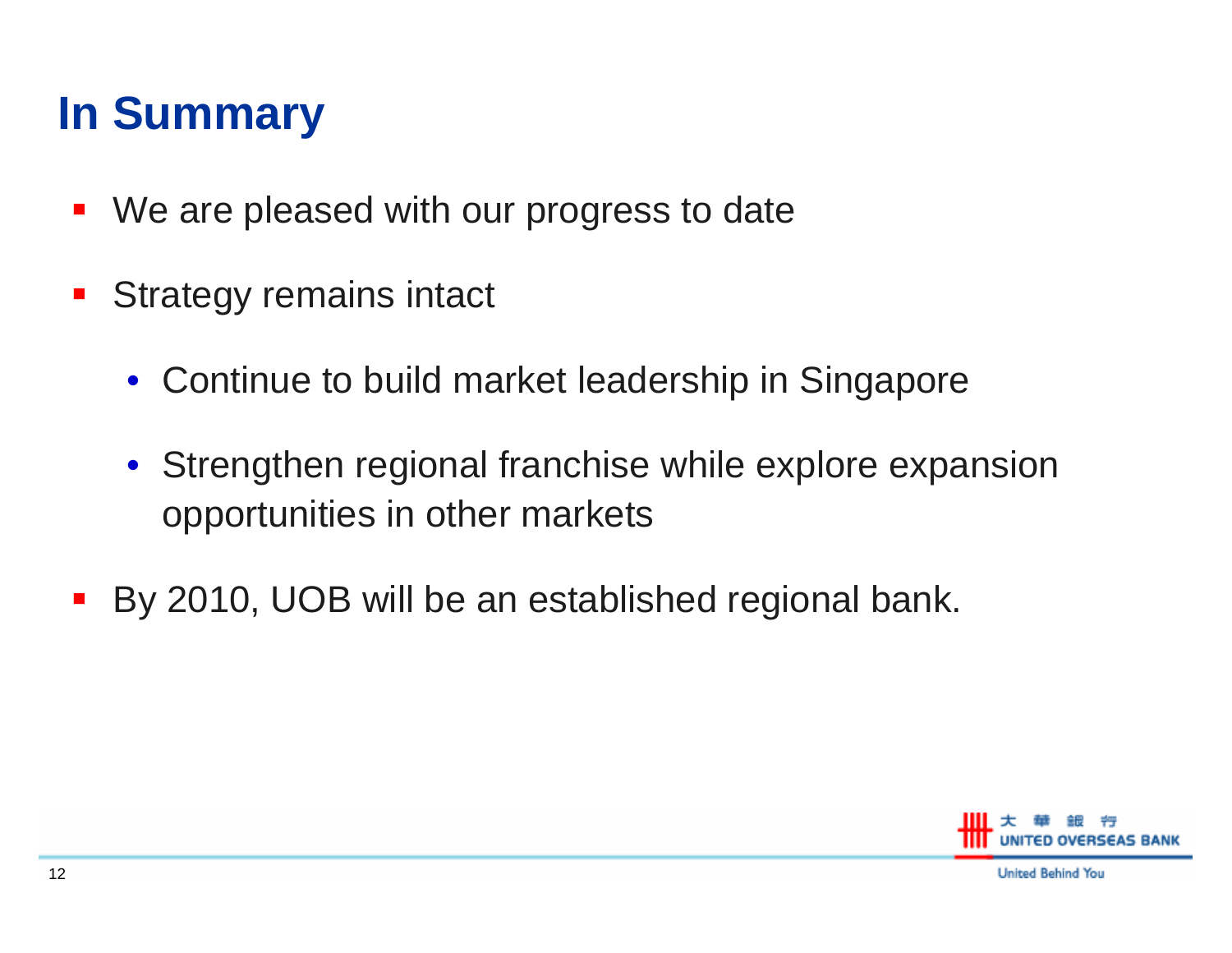# In Summary

- We are pleased with our progress to date
- Strategy remains intact
  - Continue to build market leadership in Singapore
  - Strengthen regional franchise while explore expansion opportunities in other markets
- By 2010, UOB will be an established regional bank.